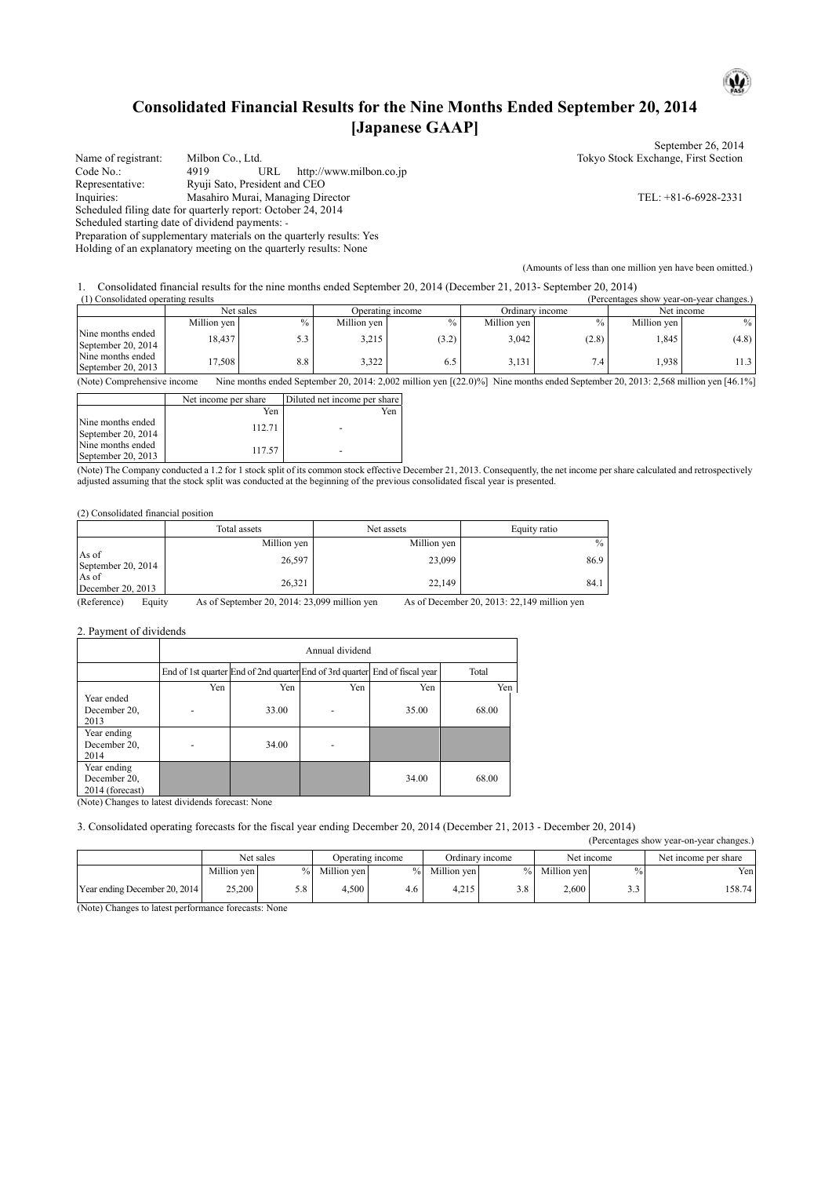# Consolidated Financial Results for the Nine Months Ended September 20, 2014 [Japanese GAAP]

September 26, 2014

Name of registrant: Milbon Co., Ltd.　　Tokyo Stock Exchange, First Section
Code No.: 4919　URL http://www.milbon.co.jp
Representative: Ryuji Sato, President and CEO
Inquiries: Masahiro Murai, Managing Director　　TEL: +81-6-6928-2331
Scheduled filing date for quarterly report: October 24, 2014
Scheduled starting date of dividend payments: -
Preparation of supplementary materials on the quarterly results: Yes
Holding of an explanatory meeting on the quarterly results: None

(Amounts of less than one million yen have been omitted.)

1. Consolidated financial results for the nine months ended September 20, 2014 (December 21, 2013- September 20, 2014)

(1) Consolidated operating results (Percentages show year-on-year changes.)

| | Net sales | | Operating income | | Ordinary income | | Net income | |
|---|---|---|---|---|---|---|---|---|
| | Million yen | % | Million yen | % | Million yen | % | Million yen | % |
| Nine months ended September 20, 2014 | 18,437 | 5.3 | 3,215 | (3.2) | 3,042 | (2.8) | 1,845 | (4.8) |
| Nine months ended September 20, 2013 | 17,508 | 8.8 | 3,322 | 6.5 | 3,131 | 7.4 | 1,938 | 11.3 |

(Note) Comprehensive income　Nine months ended September 20, 2014: 2,002 million yen [(22.0)%]　Nine months ended September 20, 2013: 2,568 million yen [46.1%]

| | Net income per share | Diluted net income per share |
|---|---|---|
| | Yen | Yen |
| Nine months ended September 20, 2014 | 112.71 | - |
| Nine months ended September 20, 2013 | 117.57 | - |

(Note) The Company conducted a 1.2 for 1 stock split of its common stock effective December 21, 2013. Consequently, the net income per share calculated and retrospectively adjusted assuming that the stock split was conducted at the beginning of the previous consolidated fiscal year is presented.

(2) Consolidated financial position

| | Total assets | Net assets | Equity ratio |
|---|---|---|---|
| | Million yen | Million yen | % |
| As of September 20, 2014 | 26,597 | 23,099 | 86.9 |
| As of December 20, 2013 | 26,321 | 22,149 | 84.1 |

(Reference)　Equity　As of September 20, 2014: 23,099 million yen　As of December 20, 2013: 22,149 million yen

2. Payment of dividends

| | Annual dividend | | | | |
|---|---|---|---|---|---|
| | End of 1st quarter | End of 2nd quarter | End of 3rd quarter | End of fiscal year | Total |
| | Yen | Yen | Yen | Yen | Yen |
| Year ended December 20, 2013 | - | 33.00 | - | 35.00 | 68.00 |
| Year ending December 20, 2014 | - | 34.00 | - | | |
| Year ending December 20, 2014 (forecast) | | | | 34.00 | 68.00 |

(Note) Changes to latest dividends forecast: None

3. Consolidated operating forecasts for the fiscal year ending December 20, 2014 (December 21, 2013 - December 20, 2014)

(Percentages show year-on-year changes.)

| | Net sales | | Operating income | | Ordinary income | | Net income | | Net income per share |
|---|---|---|---|---|---|---|---|---|---|
| | Million yen | % | Million yen | % | Million yen | % | Million yen | % | Yen |
| Year ending December 20, 2014 | 25,200 | 5.8 | 4,500 | 4.6 | 4,215 | 3.8 | 2,600 | 3.3 | 158.74 |

(Note) Changes to latest performance forecasts: None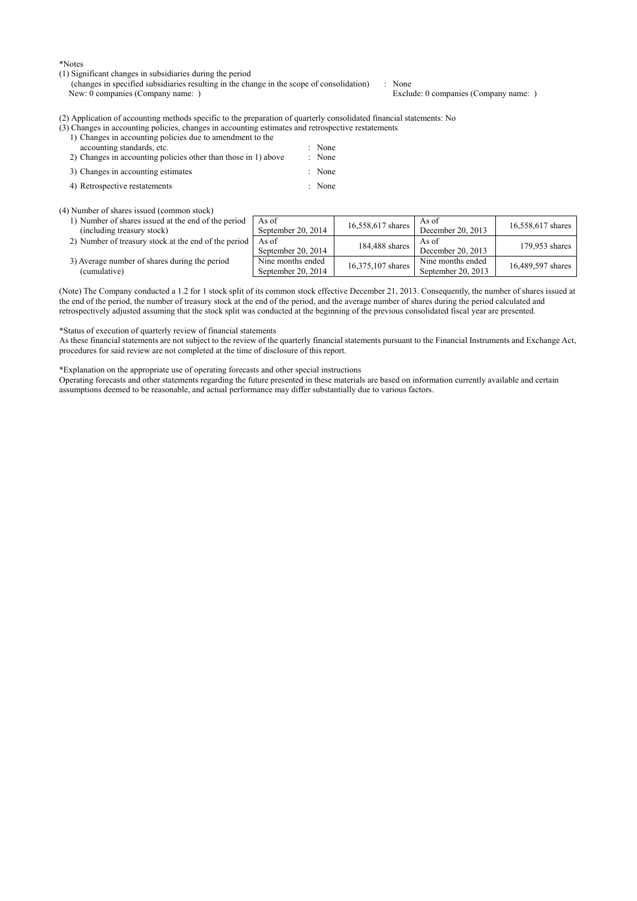*Notes

(1) Significant changes in subsidiaries during the period
(changes in specified subsidiaries resulting in the change in the scope of consolidation) : None
New: 0 companies (Company name: ) Exclude: 0 companies (Company name: )

(2) Application of accounting methods specific to the preparation of quarterly consolidated financial statements: No

(3) Changes in accounting policies, changes in accounting estimates and retrospective restatements

1) Changes in accounting policies due to amendment to the accounting standards, etc. : None
2) Changes in accounting policies other than those in 1) above : None
3) Changes in accounting estimates : None
4) Retrospective restatements : None

(4) Number of shares issued (common stock)

| | | | | |
|---|---|---|---|---|
| 1) Number of shares issued at the end of the period (including treasury stock) | As of September 20, 2014 | 16,558,617 shares | As of December 20, 2013 | 16,558,617 shares |
| 2) Number of treasury stock at the end of the period | As of September 20, 2014 | 184,488 shares | As of December 20, 2013 | 179,953 shares |
| 3) Average number of shares during the period (cumulative) | Nine months ended September 20, 2014 | 16,375,107 shares | Nine months ended September 20, 2013 | 16,489,597 shares |

(Note) The Company conducted a 1.2 for 1 stock split of its common stock effective December 21, 2013. Consequently, the number of shares issued at the end of the period, the number of treasury stock at the end of the period, and the average number of shares during the period calculated and retrospectively adjusted assuming that the stock split was conducted at the beginning of the previous consolidated fiscal year are presented.

*Status of execution of quarterly review of financial statements
As these financial statements are not subject to the review of the quarterly financial statements pursuant to the Financial Instruments and Exchange Act, procedures for said review are not completed at the time of disclosure of this report.

*Explanation on the appropriate use of operating forecasts and other special instructions
Operating forecasts and other statements regarding the future presented in these materials are based on information currently available and certain assumptions deemed to be reasonable, and actual performance may differ substantially due to various factors.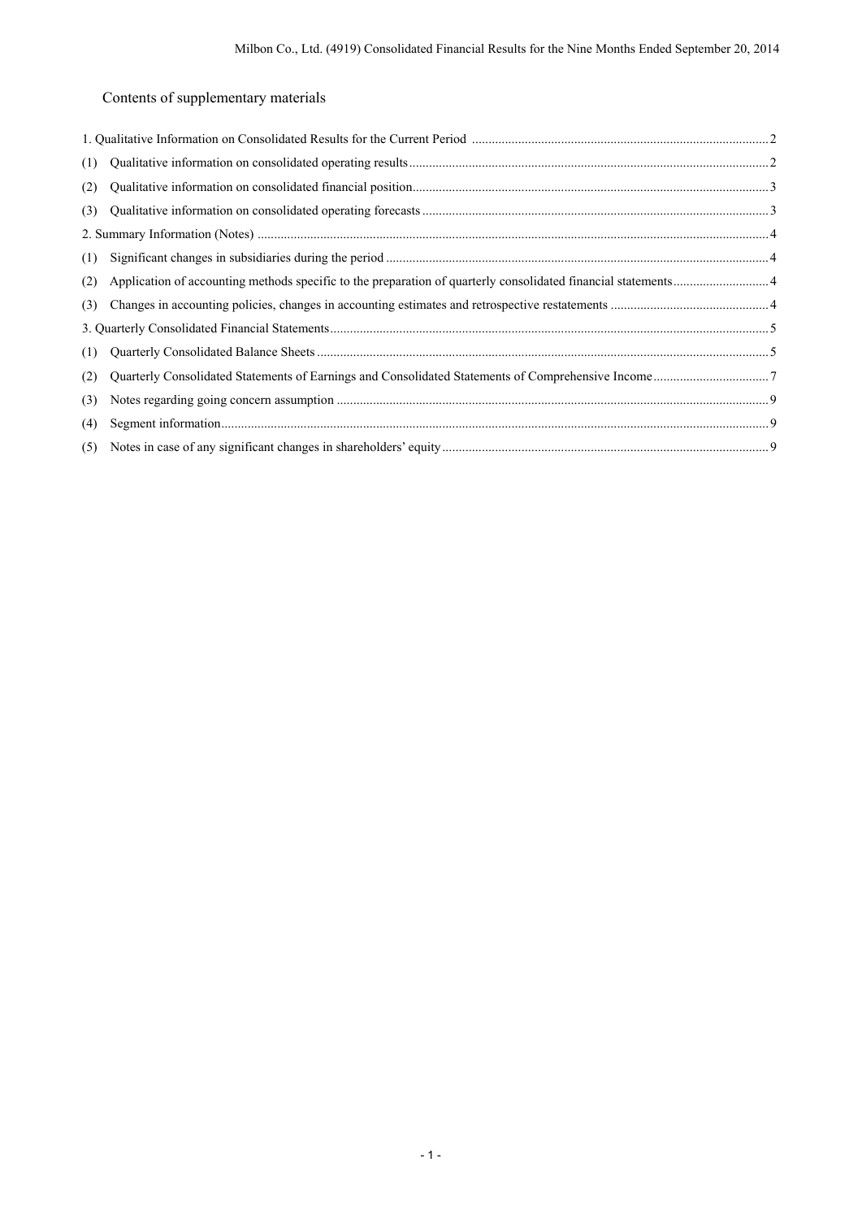## Contents of supplementary materials

1. Qualitative Information on Consolidated Results for the Current Period ........ 2
   - (1) Qualitative information on consolidated operating results ........ 2
   - (2) Qualitative information on consolidated financial position ........ 3
   - (3) Qualitative information on consolidated operating forecasts ........ 3
2. Summary Information (Notes) ........ 4
   - (1) Significant changes in subsidiaries during the period ........ 4
   - (2) Application of accounting methods specific to the preparation of quarterly consolidated financial statements ........ 4
   - (3) Changes in accounting policies, changes in accounting estimates and retrospective restatements ........ 4
3. Quarterly Consolidated Financial Statements ........ 5
   - (1) Quarterly Consolidated Balance Sheets ........ 5
   - (2) Quarterly Consolidated Statements of Earnings and Consolidated Statements of Comprehensive Income ........ 7
   - (3) Notes regarding going concern assumption ........ 9
   - (4) Segment information ........ 9
   - (5) Notes in case of any significant changes in shareholders' equity ........ 9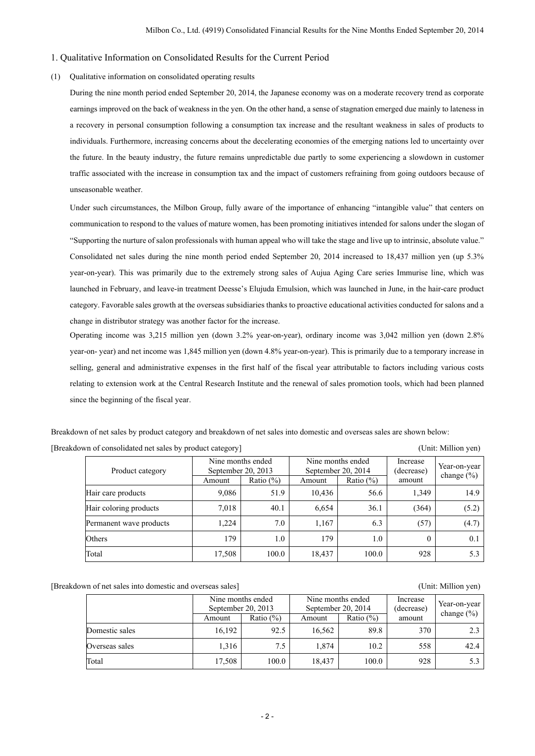## 1. Qualitative Information on Consolidated Results for the Current Period

### (1) Qualitative information on consolidated operating results

During the nine month period ended September 20, 2014, the Japanese economy was on a moderate recovery trend as corporate earnings improved on the back of weakness in the yen. On the other hand, a sense of stagnation emerged due mainly to lateness in a recovery in personal consumption following a consumption tax increase and the resultant weakness in sales of products to individuals. Furthermore, increasing concerns about the decelerating economies of the emerging nations led to uncertainty over the future. In the beauty industry, the future remains unpredictable due partly to some experiencing a slowdown in customer traffic associated with the increase in consumption tax and the impact of customers refraining from going outdoors because of unseasonable weather.

Under such circumstances, the Milbon Group, fully aware of the importance of enhancing "intangible value" that centers on communication to respond to the values of mature women, has been promoting initiatives intended for salons under the slogan of "Supporting the nurture of salon professionals with human appeal who will take the stage and live up to intrinsic, absolute value." Consolidated net sales during the nine month period ended September 20, 2014 increased to 18,437 million yen (up 5.3% year-on-year). This was primarily due to the extremely strong sales of Aujua Aging Care series Immurise line, which was launched in February, and leave-in treatment Deesse's Elujuda Emulsion, which was launched in June, in the hair-care product category. Favorable sales growth at the overseas subsidiaries thanks to proactive educational activities conducted for salons and a change in distributor strategy was another factor for the increase.

Operating income was 3,215 million yen (down 3.2% year-on-year), ordinary income was 3,042 million yen (down 2.8% year-on- year) and net income was 1,845 million yen (down 4.8% year-on-year). This is primarily due to a temporary increase in selling, general and administrative expenses in the first half of the fiscal year attributable to factors including various costs relating to extension work at the Central Research Institute and the renewal of sales promotion tools, which had been planned since the beginning of the fiscal year.

Breakdown of net sales by product category and breakdown of net sales into domestic and overseas sales are shown below:

[Breakdown of consolidated net sales by product category] (Unit: Million yen)

| Product category | Nine months ended September 20, 2013 | | Nine months ended September 20, 2014 | | Increase (decrease) amount | Year-on-year change (%) |
|---|---|---|---|---|---|---|
| | Amount | Ratio (%) | Amount | Ratio (%) | | |
| Hair care products | 9,086 | 51.9 | 10,436 | 56.6 | 1,349 | 14.9 |
| Hair coloring products | 7,018 | 40.1 | 6,654 | 36.1 | (364) | (5.2) |
| Permanent wave products | 1,224 | 7.0 | 1,167 | 6.3 | (57) | (4.7) |
| Others | 179 | 1.0 | 179 | 1.0 | 0 | 0.1 |
| Total | 17,508 | 100.0 | 18,437 | 100.0 | 928 | 5.3 |

[Breakdown of net sales into domestic and overseas sales] (Unit: Million yen)

| | Nine months ended September 20, 2013 | | Nine months ended September 20, 2014 | | Increase (decrease) amount | Year-on-year change (%) |
|---|---|---|---|---|---|---|
| | Amount | Ratio (%) | Amount | Ratio (%) | | |
| Domestic sales | 16,192 | 92.5 | 16,562 | 89.8 | 370 | 2.3 |
| Overseas sales | 1,316 | 7.5 | 1,874 | 10.2 | 558 | 42.4 |
| Total | 17,508 | 100.0 | 18,437 | 100.0 | 928 | 5.3 |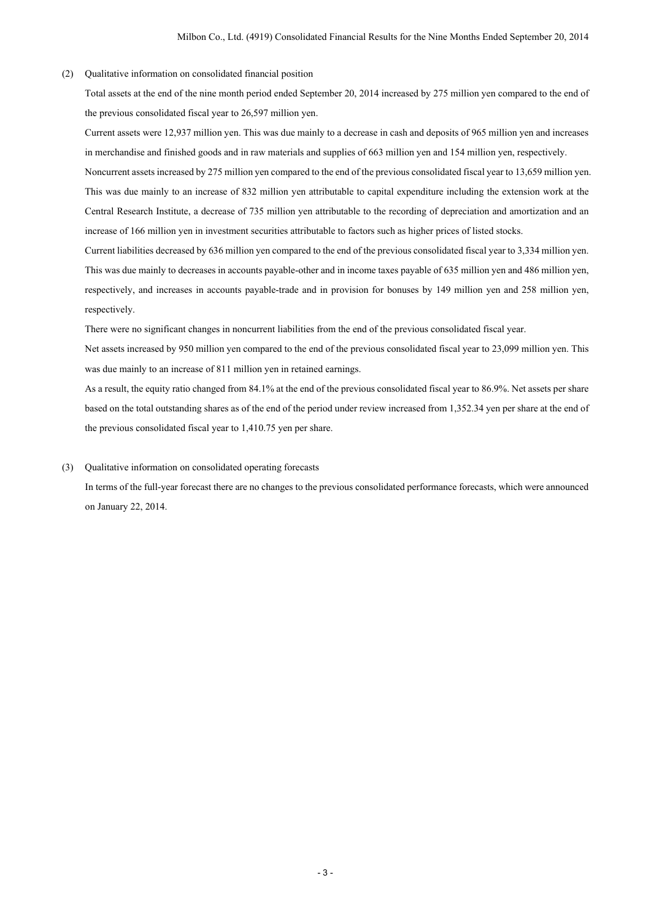(2) Qualitative information on consolidated financial position

Total assets at the end of the nine month period ended September 20, 2014 increased by 275 million yen compared to the end of the previous consolidated fiscal year to 26,597 million yen.

Current assets were 12,937 million yen. This was due mainly to a decrease in cash and deposits of 965 million yen and increases in merchandise and finished goods and in raw materials and supplies of 663 million yen and 154 million yen, respectively.

Noncurrent assets increased by 275 million yen compared to the end of the previous consolidated fiscal year to 13,659 million yen. This was due mainly to an increase of 832 million yen attributable to capital expenditure including the extension work at the Central Research Institute, a decrease of 735 million yen attributable to the recording of depreciation and amortization and an increase of 166 million yen in investment securities attributable to factors such as higher prices of listed stocks.

Current liabilities decreased by 636 million yen compared to the end of the previous consolidated fiscal year to 3,334 million yen. This was due mainly to decreases in accounts payable-other and in income taxes payable of 635 million yen and 486 million yen, respectively, and increases in accounts payable-trade and in provision for bonuses by 149 million yen and 258 million yen, respectively.

There were no significant changes in noncurrent liabilities from the end of the previous consolidated fiscal year.

Net assets increased by 950 million yen compared to the end of the previous consolidated fiscal year to 23,099 million yen. This was due mainly to an increase of 811 million yen in retained earnings.

As a result, the equity ratio changed from 84.1% at the end of the previous consolidated fiscal year to 86.9%. Net assets per share based on the total outstanding shares as of the end of the period under review increased from 1,352.34 yen per share at the end of the previous consolidated fiscal year to 1,410.75 yen per share.

(3) Qualitative information on consolidated operating forecasts

In terms of the full-year forecast there are no changes to the previous consolidated performance forecasts, which were announced on January 22, 2014.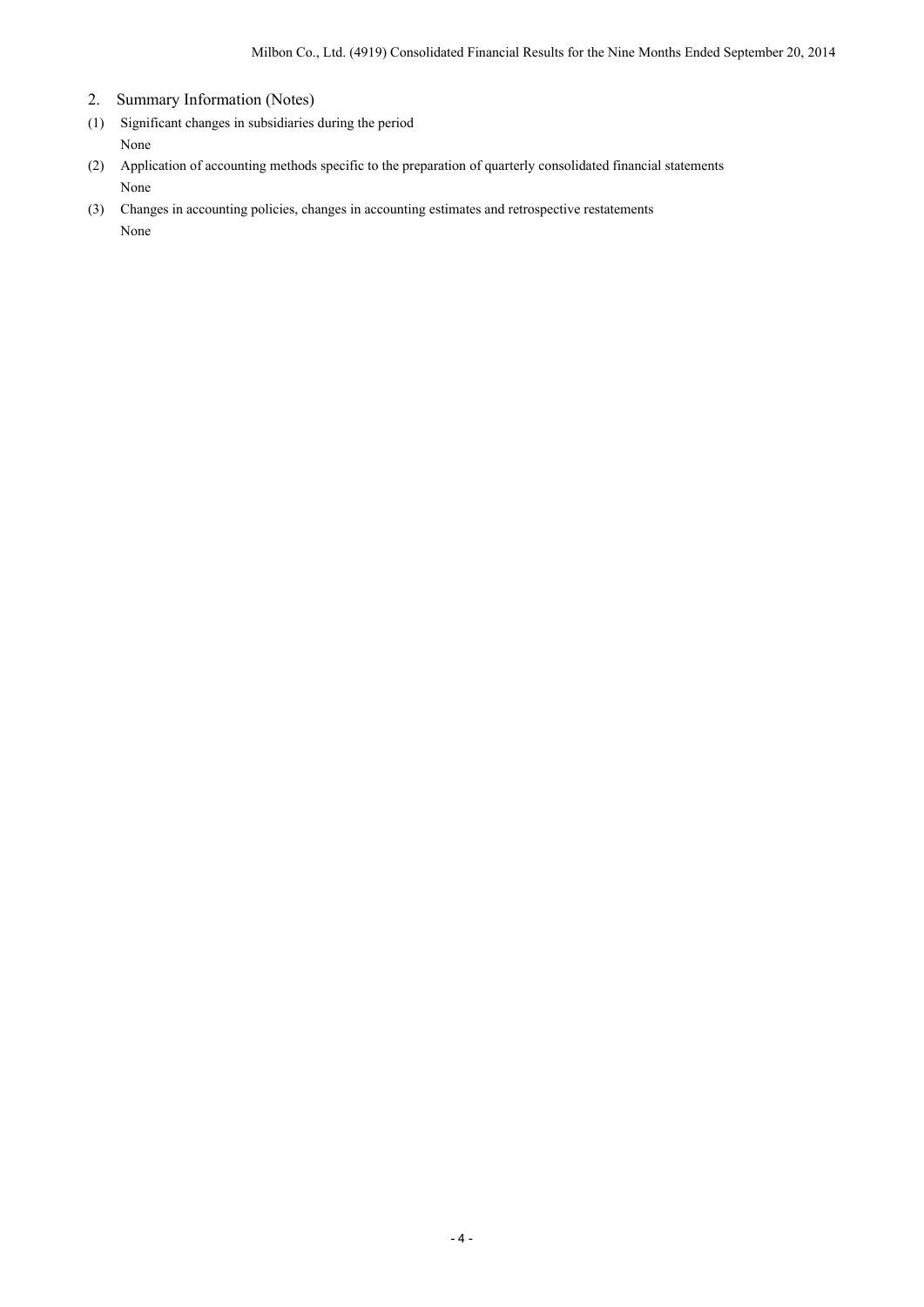## 2. Summary Information (Notes)

(1) Significant changes in subsidiaries during the period

None

(2) Application of accounting methods specific to the preparation of quarterly consolidated financial statements

None

(3) Changes in accounting policies, changes in accounting estimates and retrospective restatements

None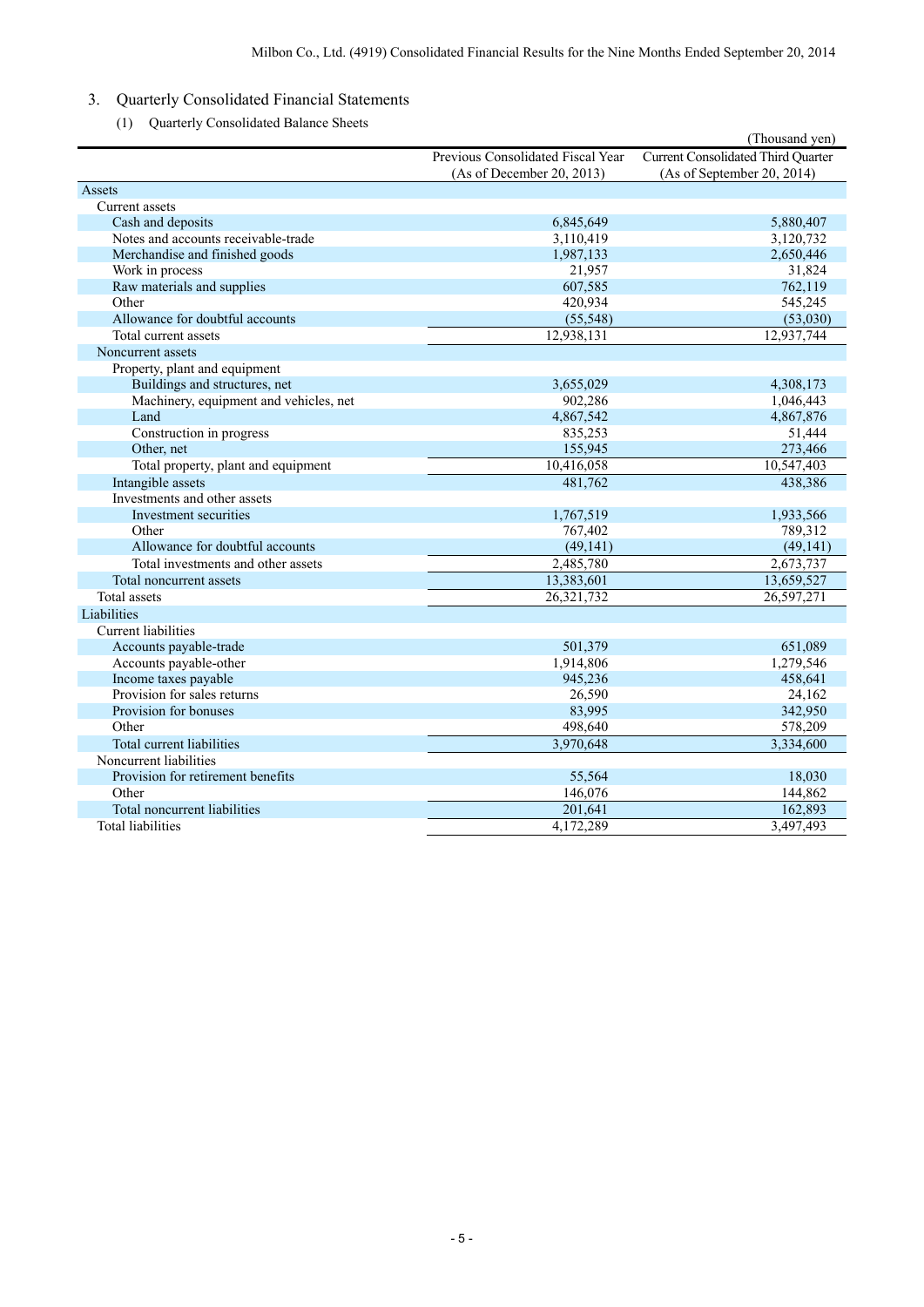## 3. Quarterly Consolidated Financial Statements

### (1) Quarterly Consolidated Balance Sheets

(Thousand yen)

| | Previous Consolidated Fiscal Year (As of December 20, 2013) | Current Consolidated Third Quarter (As of September 20, 2014) |
|---|---|---|
| Assets | | |
| Current assets | | |
| Cash and deposits | 6,845,649 | 5,880,407 |
| Notes and accounts receivable-trade | 3,110,419 | 3,120,732 |
| Merchandise and finished goods | 1,987,133 | 2,650,446 |
| Work in process | 21,957 | 31,824 |
| Raw materials and supplies | 607,585 | 762,119 |
| Other | 420,934 | 545,245 |
| Allowance for doubtful accounts | (55,548) | (53,030) |
| Total current assets | 12,938,131 | 12,937,744 |
| Noncurrent assets | | |
| Property, plant and equipment | | |
| Buildings and structures, net | 3,655,029 | 4,308,173 |
| Machinery, equipment and vehicles, net | 902,286 | 1,046,443 |
| Land | 4,867,542 | 4,867,876 |
| Construction in progress | 835,253 | 51,444 |
| Other, net | 155,945 | 273,466 |
| Total property, plant and equipment | 10,416,058 | 10,547,403 |
| Intangible assets | 481,762 | 438,386 |
| Investments and other assets | | |
| Investment securities | 1,767,519 | 1,933,566 |
| Other | 767,402 | 789,312 |
| Allowance for doubtful accounts | (49,141) | (49,141) |
| Total investments and other assets | 2,485,780 | 2,673,737 |
| Total noncurrent assets | 13,383,601 | 13,659,527 |
| Total assets | 26,321,732 | 26,597,271 |
| Liabilities | | |
| Current liabilities | | |
| Accounts payable-trade | 501,379 | 651,089 |
| Accounts payable-other | 1,914,806 | 1,279,546 |
| Income taxes payable | 945,236 | 458,641 |
| Provision for sales returns | 26,590 | 24,162 |
| Provision for bonuses | 83,995 | 342,950 |
| Other | 498,640 | 578,209 |
| Total current liabilities | 3,970,648 | 3,334,600 |
| Noncurrent liabilities | | |
| Provision for retirement benefits | 55,564 | 18,030 |
| Other | 146,076 | 144,862 |
| Total noncurrent liabilities | 201,641 | 162,893 |
| Total liabilities | 4,172,289 | 3,497,493 |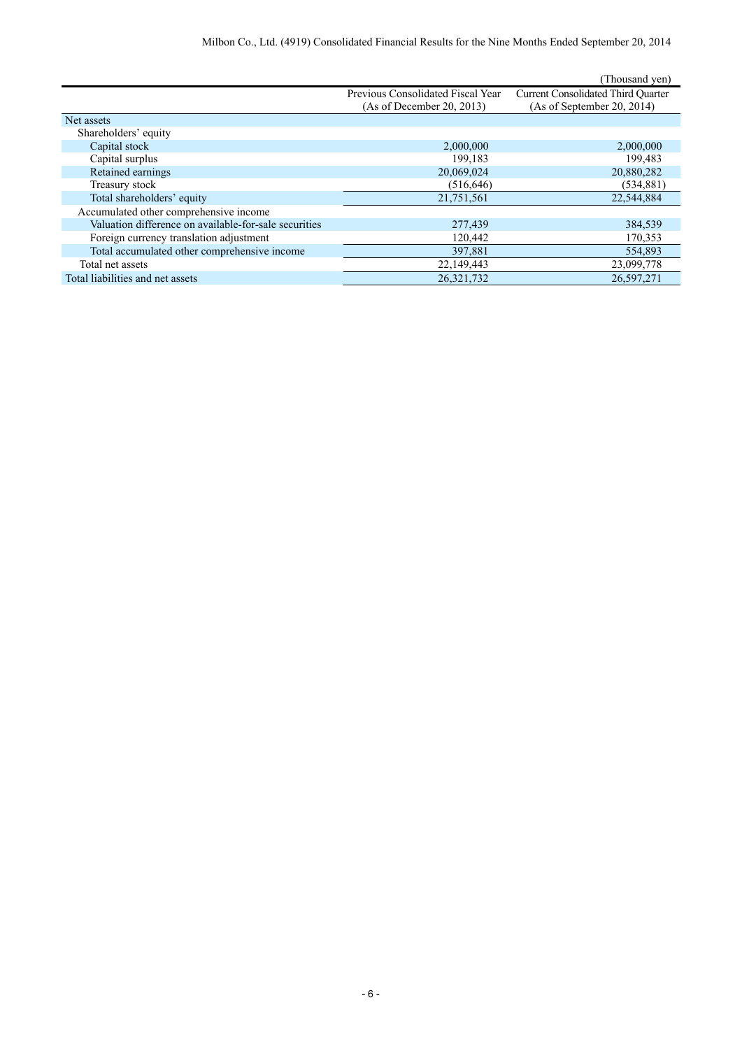(Thousand yen)

| | Previous Consolidated Fiscal Year (As of December 20, 2013) | Current Consolidated Third Quarter (As of September 20, 2014) |
|---|---|---|
| Net assets | | |
| Shareholders' equity | | |
| Capital stock | 2,000,000 | 2,000,000 |
| Capital surplus | 199,183 | 199,483 |
| Retained earnings | 20,069,024 | 20,880,282 |
| Treasury stock | (516,646) | (534,881) |
| Total shareholders' equity | 21,751,561 | 22,544,884 |
| Accumulated other comprehensive income | | |
| Valuation difference on available-for-sale securities | 277,439 | 384,539 |
| Foreign currency translation adjustment | 120,442 | 170,353 |
| Total accumulated other comprehensive income | 397,881 | 554,893 |
| Total net assets | 22,149,443 | 23,099,778 |
| Total liabilities and net assets | 26,321,732 | 26,597,271 |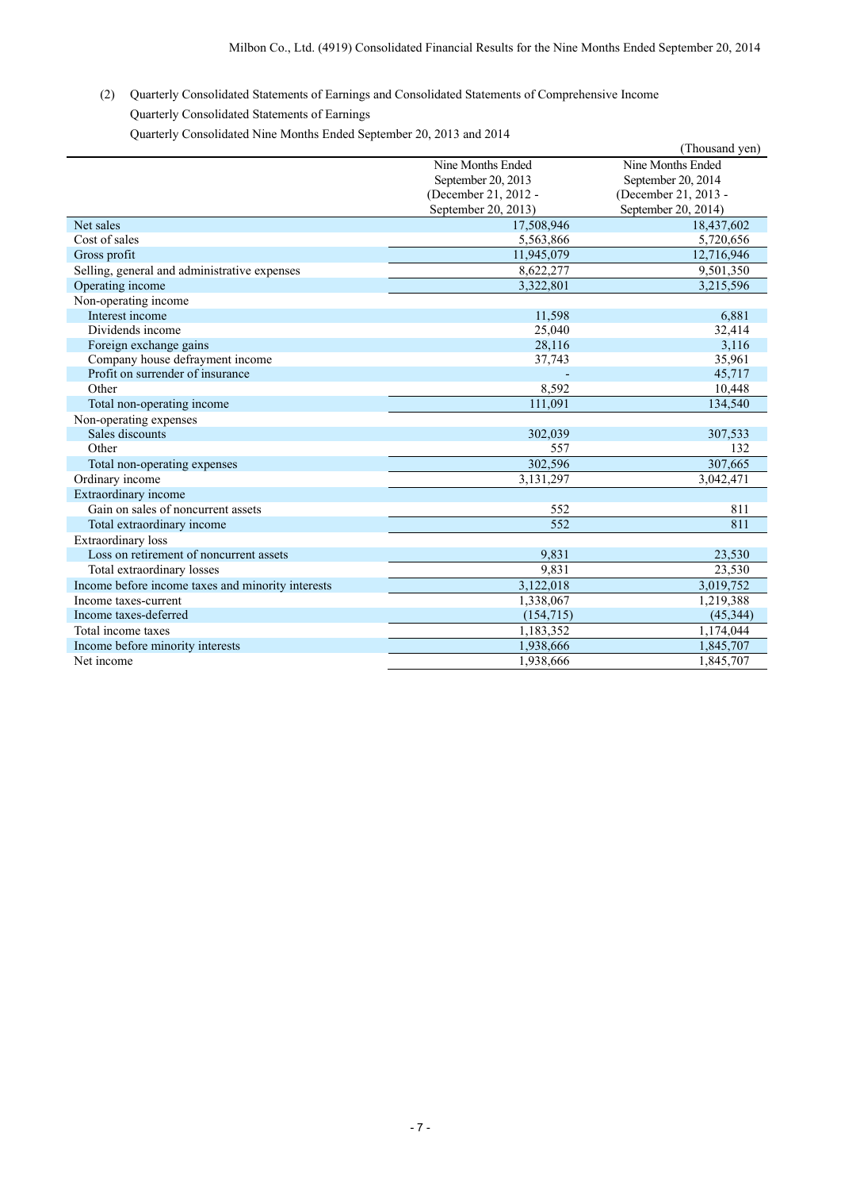(2) Quarterly Consolidated Statements of Earnings and Consolidated Statements of Comprehensive Income

Quarterly Consolidated Statements of Earnings

Quarterly Consolidated Nine Months Ended September 20, 2013 and 2014

(Thousand yen)

| | Nine Months Ended September 20, 2013 (December 21, 2012 - September 20, 2013) | Nine Months Ended September 20, 2014 (December 21, 2013 - September 20, 2014) |
|---|---|---|
| Net sales | 17,508,946 | 18,437,602 |
| Cost of sales | 5,563,866 | 5,720,656 |
| Gross profit | 11,945,079 | 12,716,946 |
| Selling, general and administrative expenses | 8,622,277 | 9,501,350 |
| Operating income | 3,322,801 | 3,215,596 |
| Non-operating income | | |
| Interest income | 11,598 | 6,881 |
| Dividends income | 25,040 | 32,414 |
| Foreign exchange gains | 28,116 | 3,116 |
| Company house defrayment income | 37,743 | 35,961 |
| Profit on surrender of insurance | - | 45,717 |
| Other | 8,592 | 10,448 |
| Total non-operating income | 111,091 | 134,540 |
| Non-operating expenses | | |
| Sales discounts | 302,039 | 307,533 |
| Other | 557 | 132 |
| Total non-operating expenses | 302,596 | 307,665 |
| Ordinary income | 3,131,297 | 3,042,471 |
| Extraordinary income | | |
| Gain on sales of noncurrent assets | 552 | 811 |
| Total extraordinary income | 552 | 811 |
| Extraordinary loss | | |
| Loss on retirement of noncurrent assets | 9,831 | 23,530 |
| Total extraordinary losses | 9,831 | 23,530 |
| Income before income taxes and minority interests | 3,122,018 | 3,019,752 |
| Income taxes-current | 1,338,067 | 1,219,388 |
| Income taxes-deferred | (154,715) | (45,344) |
| Total income taxes | 1,183,352 | 1,174,044 |
| Income before minority interests | 1,938,666 | 1,845,707 |
| Net income | 1,938,666 | 1,845,707 |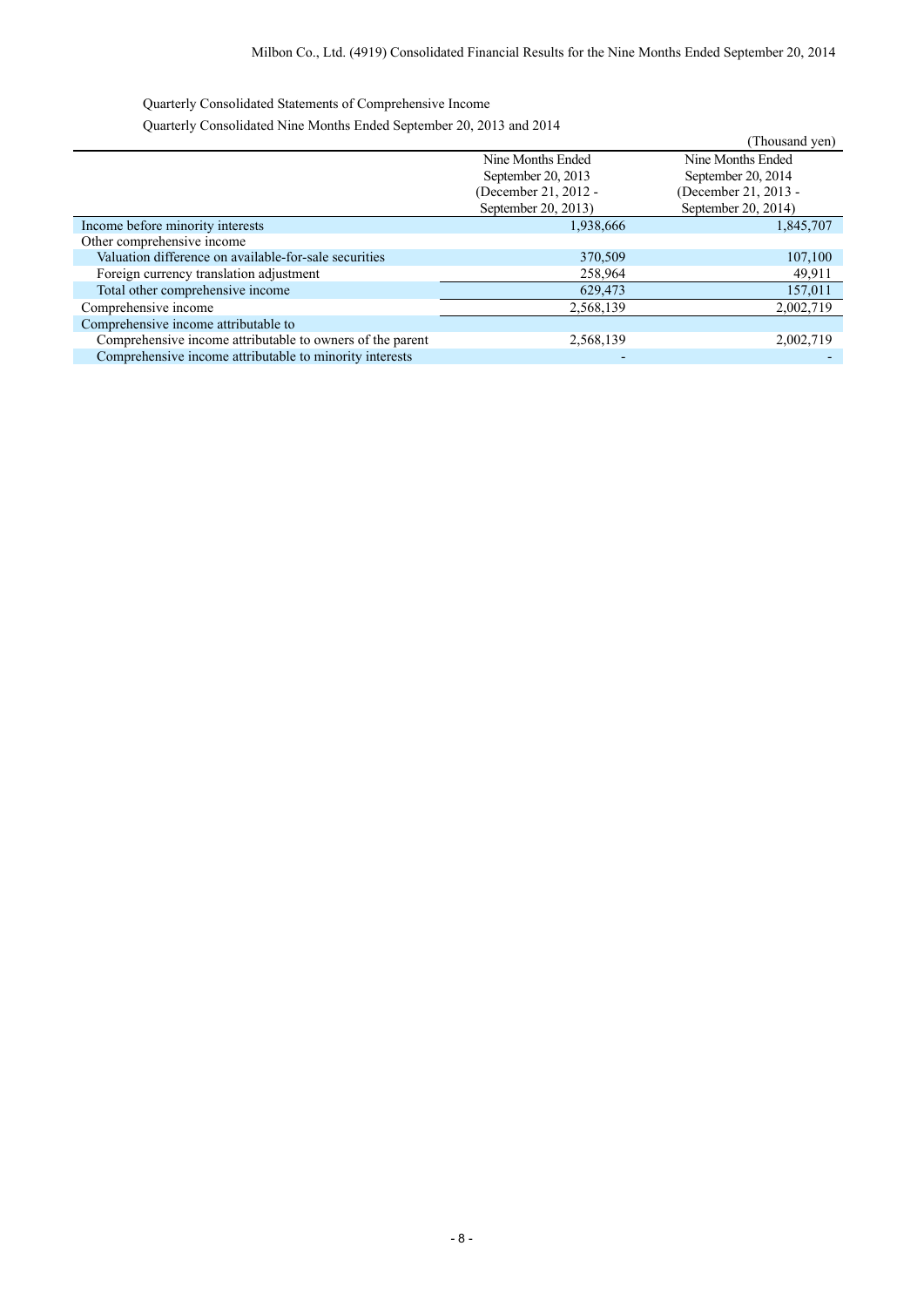Quarterly Consolidated Statements of Comprehensive Income

Quarterly Consolidated Nine Months Ended September 20, 2013 and 2014

(Thousand yen)

| | Nine Months Ended September 20, 2013 (December 21, 2012 - September 20, 2013) | Nine Months Ended September 20, 2014 (December 21, 2013 - September 20, 2014) |
|---|---|---|
| Income before minority interests | 1,938,666 | 1,845,707 |
| Other comprehensive income | | |
| Valuation difference on available-for-sale securities | 370,509 | 107,100 |
| Foreign currency translation adjustment | 258,964 | 49,911 |
| Total other comprehensive income | 629,473 | 157,011 |
| Comprehensive income | 2,568,139 | 2,002,719 |
| Comprehensive income attributable to | | |
| Comprehensive income attributable to owners of the parent | 2,568,139 | 2,002,719 |
| Comprehensive income attributable to minority interests | - | - |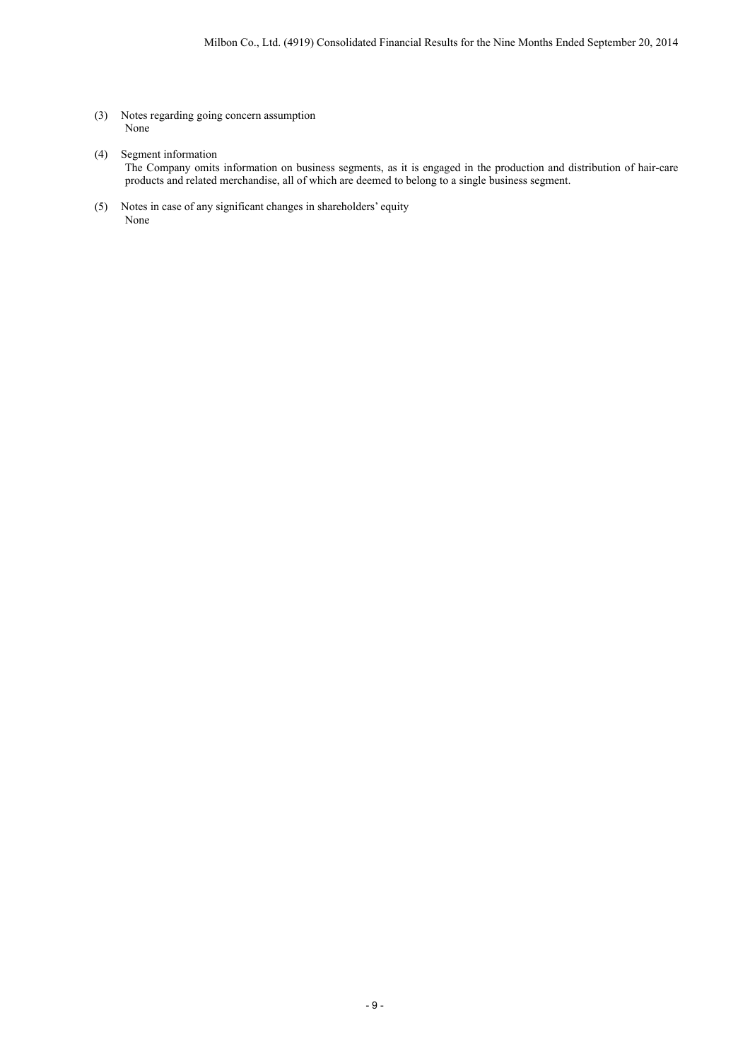(3) Notes regarding going concern assumption
None

(4) Segment information
The Company omits information on business segments, as it is engaged in the production and distribution of hair-care products and related merchandise, all of which are deemed to belong to a single business segment.

(5) Notes in case of any significant changes in shareholders' equity
None